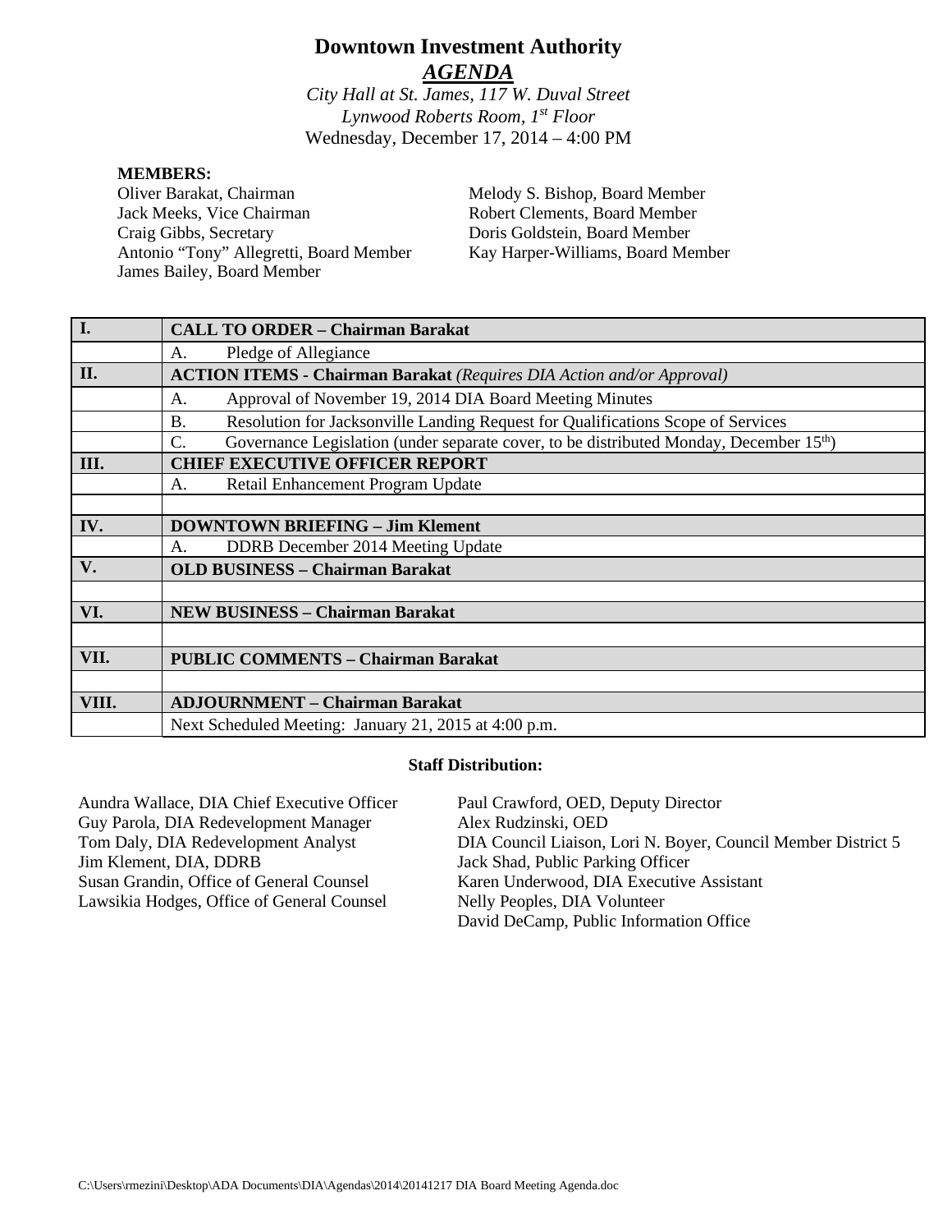# Downtown Investment Authority

## *AGENDA*

*City Hall at St. James, 117 W. Duval Street*
*Lynwood Roberts Room, 1st Floor*
Wednesday, December 17, 2014 – 4:00 PM

**MEMBERS:**

Oliver Barakat, Chairman
Jack Meeks, Vice Chairman
Craig Gibbs, Secretary
Antonio "Tony" Allegretti, Board Member
James Bailey, Board Member
Melody S. Bishop, Board Member
Robert Clements, Board Member
Doris Goldstein, Board Member
Kay Harper-Williams, Board Member

| | |
|---|---|
| **I.** | **CALL TO ORDER – Chairman Barakat** |
| | A. Pledge of Allegiance |
| **II.** | **ACTION ITEMS - Chairman Barakat** *(Requires DIA Action and/or Approval)* |
| | A. Approval of November 19, 2014 DIA Board Meeting Minutes |
| | B. Resolution for Jacksonville Landing Request for Qualifications Scope of Services |
| | C. Governance Legislation (under separate cover, to be distributed Monday, December 15th) |
| **III.** | **CHIEF EXECUTIVE OFFICER REPORT** |
| | A. Retail Enhancement Program Update |
| | |
| **IV.** | **DOWNTOWN BRIEFING – Jim Klement** |
| | A. DDRB December 2014 Meeting Update |
| **V.** | **OLD BUSINESS – Chairman Barakat** |
| | |
| **VI.** | **NEW BUSINESS – Chairman Barakat** |
| | |
| **VII.** | **PUBLIC COMMENTS – Chairman Barakat** |
| | |
| **VIII.** | **ADJOURNMENT – Chairman Barakat** |
| | Next Scheduled Meeting: January 21, 2015 at 4:00 p.m. |

**Staff Distribution:**

Aundra Wallace, DIA Chief Executive Officer
Guy Parola, DIA Redevelopment Manager
Tom Daly, DIA Redevelopment Analyst
Jim Klement, DIA, DDRB
Susan Grandin, Office of General Counsel
Lawsikia Hodges, Office of General Counsel
Paul Crawford, OED, Deputy Director
Alex Rudzinski, OED
DIA Council Liaison, Lori N. Boyer, Council Member District 5
Jack Shad, Public Parking Officer
Karen Underwood, DIA Executive Assistant
Nelly Peoples, DIA Volunteer
David DeCamp, Public Information Office

C:\Users\rmezini\Desktop\ADA Documents\DIA\Agendas\2014\20141217 DIA Board Meeting Agenda.doc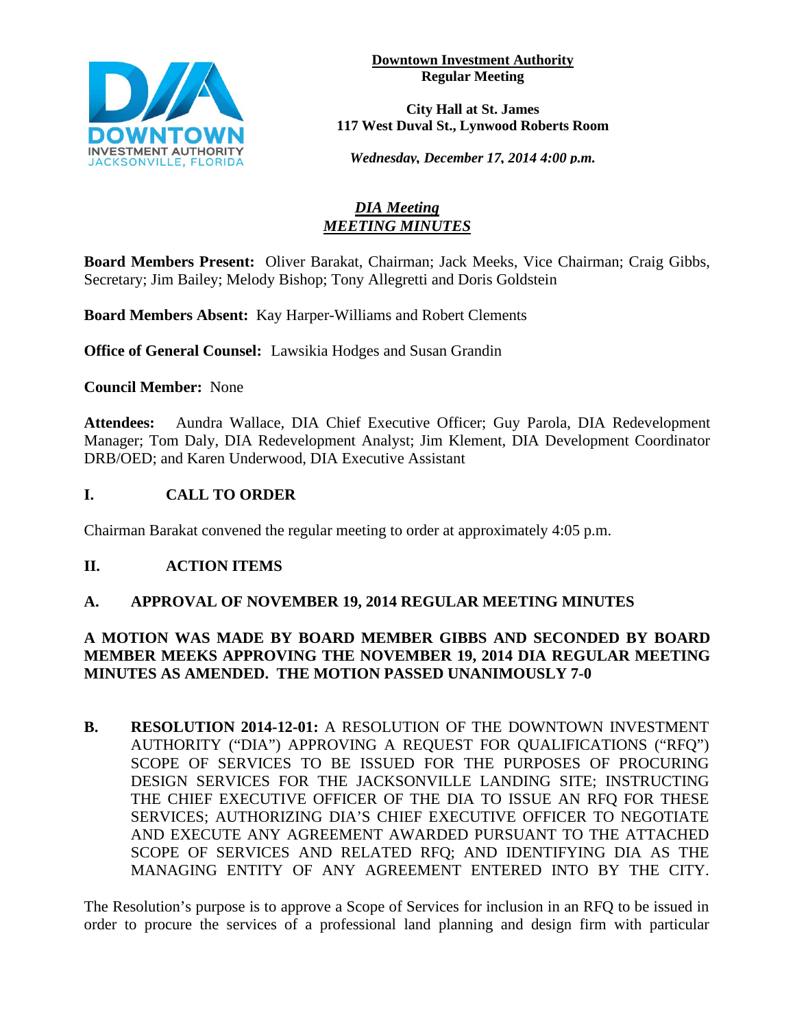**Downtown Investment Authority**
**Regular Meeting**

**City Hall at St. James**
**117 West Duval St., Lynwood Roberts Room**

***Wednesday, December 17, 2014 4:00 p.m.***

# *DIA Meeting*
# *MEETING MINUTES*

**Board Members Present:** Oliver Barakat, Chairman; Jack Meeks, Vice Chairman; Craig Gibbs, Secretary; Jim Bailey; Melody Bishop; Tony Allegretti and Doris Goldstein

**Board Members Absent:** Kay Harper-Williams and Robert Clements

**Office of General Counsel:** Lawsikia Hodges and Susan Grandin

**Council Member:** None

**Attendees:** Aundra Wallace, DIA Chief Executive Officer; Guy Parola, DIA Redevelopment Manager; Tom Daly, DIA Redevelopment Analyst; Jim Klement, DIA Development Coordinator DRB/OED; and Karen Underwood, DIA Executive Assistant

## I. CALL TO ORDER

Chairman Barakat convened the regular meeting to order at approximately 4:05 p.m.

## II. ACTION ITEMS

### A. APPROVAL OF NOVEMBER 19, 2014 REGULAR MEETING MINUTES

**A MOTION WAS MADE BY BOARD MEMBER GIBBS AND SECONDED BY BOARD MEMBER MEEKS APPROVING THE NOVEMBER 19, 2014 DIA REGULAR MEETING MINUTES AS AMENDED. THE MOTION PASSED UNANIMOUSLY 7-0**

**B. RESOLUTION 2014-12-01:** A RESOLUTION OF THE DOWNTOWN INVESTMENT AUTHORITY ("DIA") APPROVING A REQUEST FOR QUALIFICATIONS ("RFQ") SCOPE OF SERVICES TO BE ISSUED FOR THE PURPOSES OF PROCURING DESIGN SERVICES FOR THE JACKSONVILLE LANDING SITE; INSTRUCTING THE CHIEF EXECUTIVE OFFICER OF THE DIA TO ISSUE AN RFQ FOR THESE SERVICES; AUTHORIZING DIA'S CHIEF EXECUTIVE OFFICER TO NEGOTIATE AND EXECUTE ANY AGREEMENT AWARDED PURSUANT TO THE ATTACHED SCOPE OF SERVICES AND RELATED RFQ; AND IDENTIFYING DIA AS THE MANAGING ENTITY OF ANY AGREEMENT ENTERED INTO BY THE CITY.

The Resolution's purpose is to approve a Scope of Services for inclusion in an RFQ to be issued in order to procure the services of a professional land planning and design firm with particular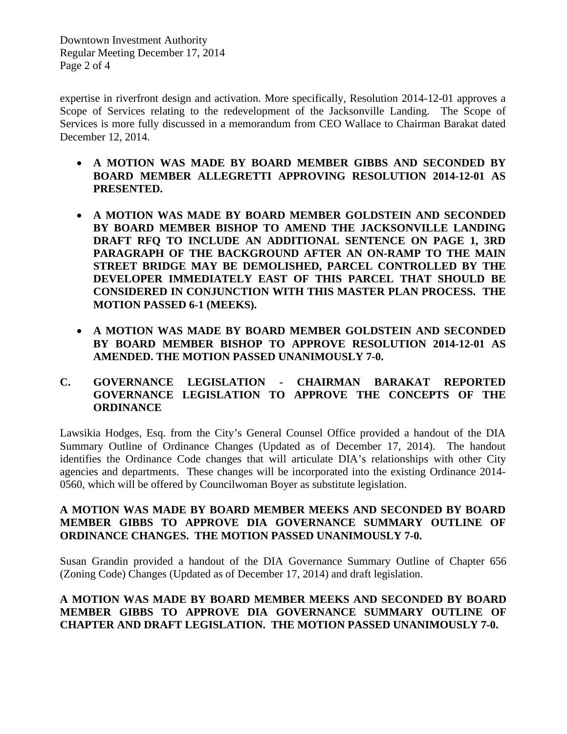expertise in riverfront design and activation. More specifically, Resolution 2014-12-01 approves a Scope of Services relating to the redevelopment of the Jacksonville Landing. The Scope of Services is more fully discussed in a memorandum from CEO Wallace to Chairman Barakat dated December 12, 2014.

- **A MOTION WAS MADE BY BOARD MEMBER GIBBS AND SECONDED BY BOARD MEMBER ALLEGRETTI APPROVING RESOLUTION 2014-12-01 AS PRESENTED.**
- **A MOTION WAS MADE BY BOARD MEMBER GOLDSTEIN AND SECONDED BY BOARD MEMBER BISHOP TO AMEND THE JACKSONVILLE LANDING DRAFT RFQ TO INCLUDE AN ADDITIONAL SENTENCE ON PAGE 1, 3RD PARAGRAPH OF THE BACKGROUND AFTER AN ON-RAMP TO THE MAIN STREET BRIDGE MAY BE DEMOLISHED, PARCEL CONTROLLED BY THE DEVELOPER IMMEDIATELY EAST OF THIS PARCEL THAT SHOULD BE CONSIDERED IN CONJUNCTION WITH THIS MASTER PLAN PROCESS. THE MOTION PASSED 6-1 (MEEKS).**
- **A MOTION WAS MADE BY BOARD MEMBER GOLDSTEIN AND SECONDED BY BOARD MEMBER BISHOP TO APPROVE RESOLUTION 2014-12-01 AS AMENDED. THE MOTION PASSED UNANIMOUSLY 7-0.**

**C. GOVERNANCE LEGISLATION - CHAIRMAN BARAKAT REPORTED GOVERNANCE LEGISLATION TO APPROVE THE CONCEPTS OF THE ORDINANCE**

Lawsikia Hodges, Esq. from the City's General Counsel Office provided a handout of the DIA Summary Outline of Ordinance Changes (Updated as of December 17, 2014). The handout identifies the Ordinance Code changes that will articulate DIA's relationships with other City agencies and departments. These changes will be incorporated into the existing Ordinance 2014-0560, which will be offered by Councilwoman Boyer as substitute legislation.

**A MOTION WAS MADE BY BOARD MEMBER MEEKS AND SECONDED BY BOARD MEMBER GIBBS TO APPROVE DIA GOVERNANCE SUMMARY OUTLINE OF ORDINANCE CHANGES. THE MOTION PASSED UNANIMOUSLY 7-0.**

Susan Grandin provided a handout of the DIA Governance Summary Outline of Chapter 656 (Zoning Code) Changes (Updated as of December 17, 2014) and draft legislation.

**A MOTION WAS MADE BY BOARD MEMBER MEEKS AND SECONDED BY BOARD MEMBER GIBBS TO APPROVE DIA GOVERNANCE SUMMARY OUTLINE OF CHAPTER AND DRAFT LEGISLATION. THE MOTION PASSED UNANIMOUSLY 7-0.**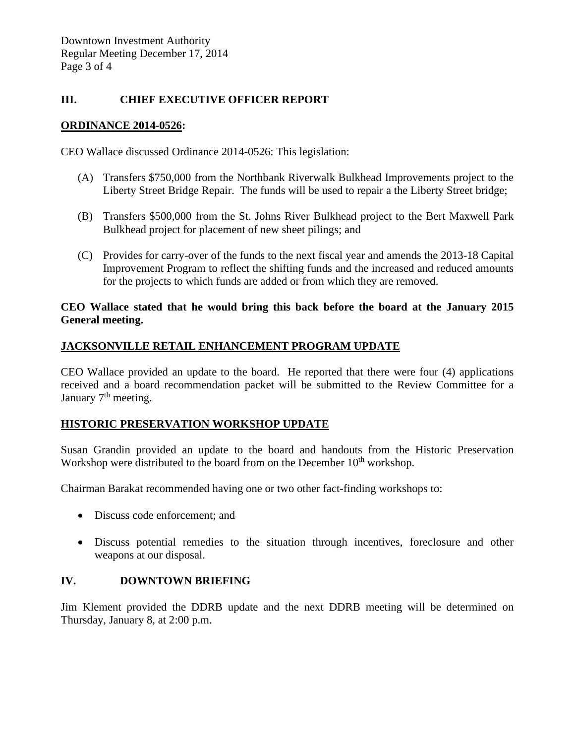## III. CHIEF EXECUTIVE OFFICER REPORT

**ORDINANCE 2014-0526:**

CEO Wallace discussed Ordinance 2014-0526: This legislation:

(A) Transfers $750,000 from the Northbank Riverwalk Bulkhead Improvements project to the Liberty Street Bridge Repair. The funds will be used to repair a the Liberty Street bridge;

(B) Transfers $500,000 from the St. Johns River Bulkhead project to the Bert Maxwell Park Bulkhead project for placement of new sheet pilings; and

(C) Provides for carry-over of the funds to the next fiscal year and amends the 2013-18 Capital Improvement Program to reflect the shifting funds and the increased and reduced amounts for the projects to which funds are added or from which they are removed.

**CEO Wallace stated that he would bring this back before the board at the January 2015 General meeting.**

**JACKSONVILLE RETAIL ENHANCEMENT PROGRAM UPDATE**

CEO Wallace provided an update to the board. He reported that there were four (4) applications received and a board recommendation packet will be submitted to the Review Committee for a January 7th meeting.

**HISTORIC PRESERVATION WORKSHOP UPDATE**

Susan Grandin provided an update to the board and handouts from the Historic Preservation Workshop were distributed to the board from on the December 10th workshop.

Chairman Barakat recommended having one or two other fact-finding workshops to:

- Discuss code enforcement; and
- Discuss potential remedies to the situation through incentives, foreclosure and other weapons at our disposal.

## IV. DOWNTOWN BRIEFING

Jim Klement provided the DDRB update and the next DDRB meeting will be determined on Thursday, January 8, at 2:00 p.m.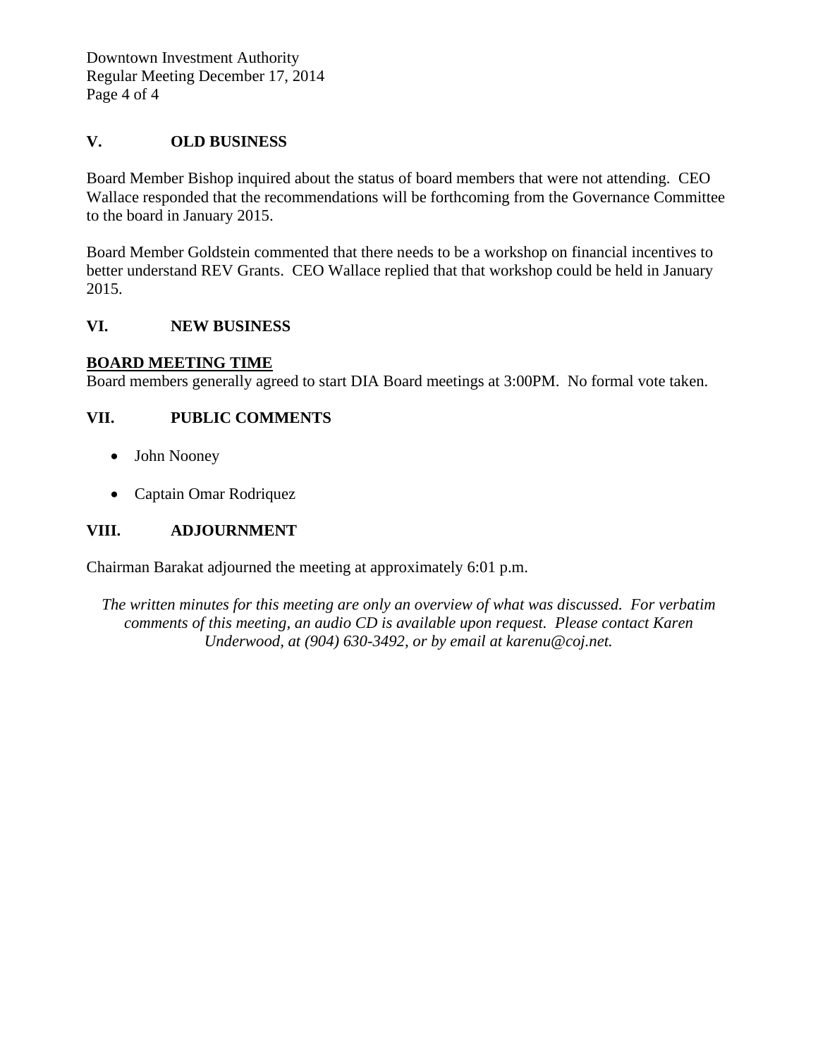## V. OLD BUSINESS

Board Member Bishop inquired about the status of board members that were not attending. CEO Wallace responded that the recommendations will be forthcoming from the Governance Committee to the board in January 2015.

Board Member Goldstein commented that there needs to be a workshop on financial incentives to better understand REV Grants. CEO Wallace replied that that workshop could be held in January 2015.

## VI. NEW BUSINESS

**BOARD MEETING TIME**

Board members generally agreed to start DIA Board meetings at 3:00PM. No formal vote taken.

## VII. PUBLIC COMMENTS

- John Nooney
- Captain Omar Rodriquez

## VIII. ADJOURNMENT

Chairman Barakat adjourned the meeting at approximately 6:01 p.m.

*The written minutes for this meeting are only an overview of what was discussed. For verbatim comments of this meeting, an audio CD is available upon request. Please contact Karen Underwood, at (904) 630-3492, or by email at karenu@coj.net.*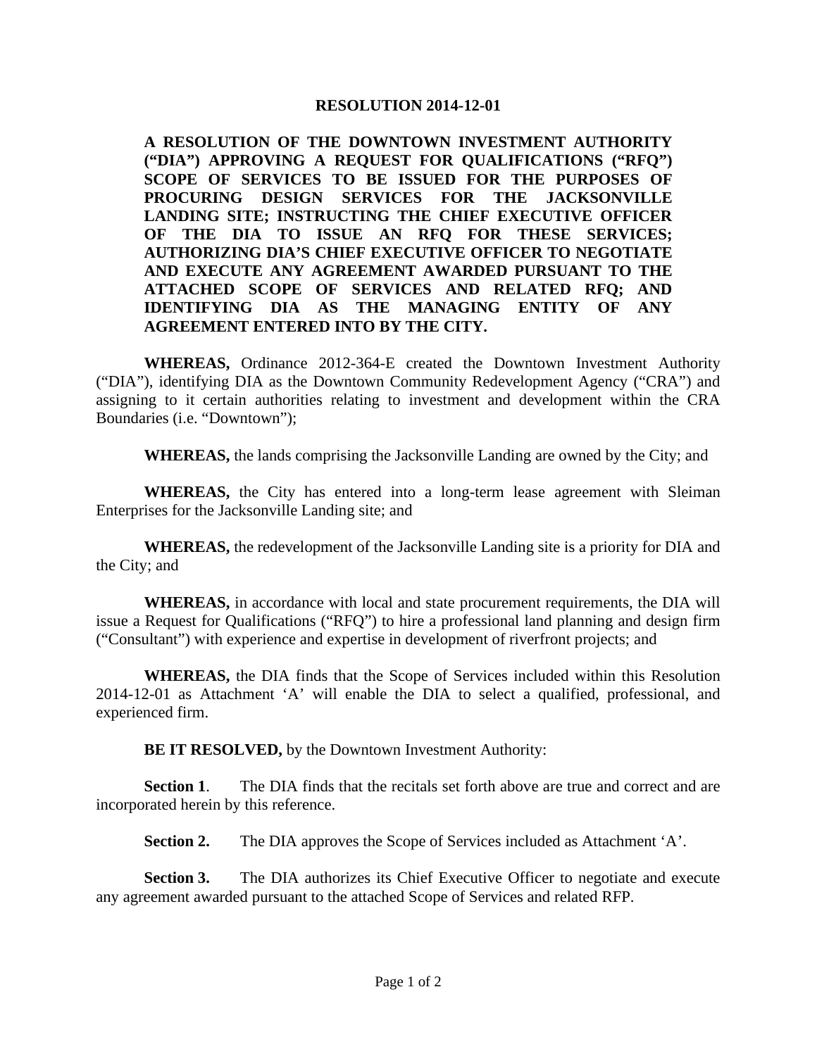**RESOLUTION 2014-12-01**

**A RESOLUTION OF THE DOWNTOWN INVESTMENT AUTHORITY ("DIA") APPROVING A REQUEST FOR QUALIFICATIONS ("RFQ") SCOPE OF SERVICES TO BE ISSUED FOR THE PURPOSES OF PROCURING DESIGN SERVICES FOR THE JACKSONVILLE LANDING SITE; INSTRUCTING THE CHIEF EXECUTIVE OFFICER OF THE DIA TO ISSUE AN RFQ FOR THESE SERVICES; AUTHORIZING DIA'S CHIEF EXECUTIVE OFFICER TO NEGOTIATE AND EXECUTE ANY AGREEMENT AWARDED PURSUANT TO THE ATTACHED SCOPE OF SERVICES AND RELATED RFQ; AND IDENTIFYING DIA AS THE MANAGING ENTITY OF ANY AGREEMENT ENTERED INTO BY THE CITY.**

**WHEREAS,** Ordinance 2012-364-E created the Downtown Investment Authority ("DIA"), identifying DIA as the Downtown Community Redevelopment Agency ("CRA") and assigning to it certain authorities relating to investment and development within the CRA Boundaries (i.e. "Downtown");

**WHEREAS,** the lands comprising the Jacksonville Landing are owned by the City; and

**WHEREAS,** the City has entered into a long-term lease agreement with Sleiman Enterprises for the Jacksonville Landing site; and

**WHEREAS,** the redevelopment of the Jacksonville Landing site is a priority for DIA and the City; and

**WHEREAS,** in accordance with local and state procurement requirements, the DIA will issue a Request for Qualifications ("RFQ") to hire a professional land planning and design firm ("Consultant") with experience and expertise in development of riverfront projects; and

**WHEREAS,** the DIA finds that the Scope of Services included within this Resolution 2014-12-01 as Attachment 'A' will enable the DIA to select a qualified, professional, and experienced firm.

**BE IT RESOLVED,** by the Downtown Investment Authority:

**Section 1**. The DIA finds that the recitals set forth above are true and correct and are incorporated herein by this reference.

**Section 2.** The DIA approves the Scope of Services included as Attachment 'A'.

**Section 3.** The DIA authorizes its Chief Executive Officer to negotiate and execute any agreement awarded pursuant to the attached Scope of Services and related RFP.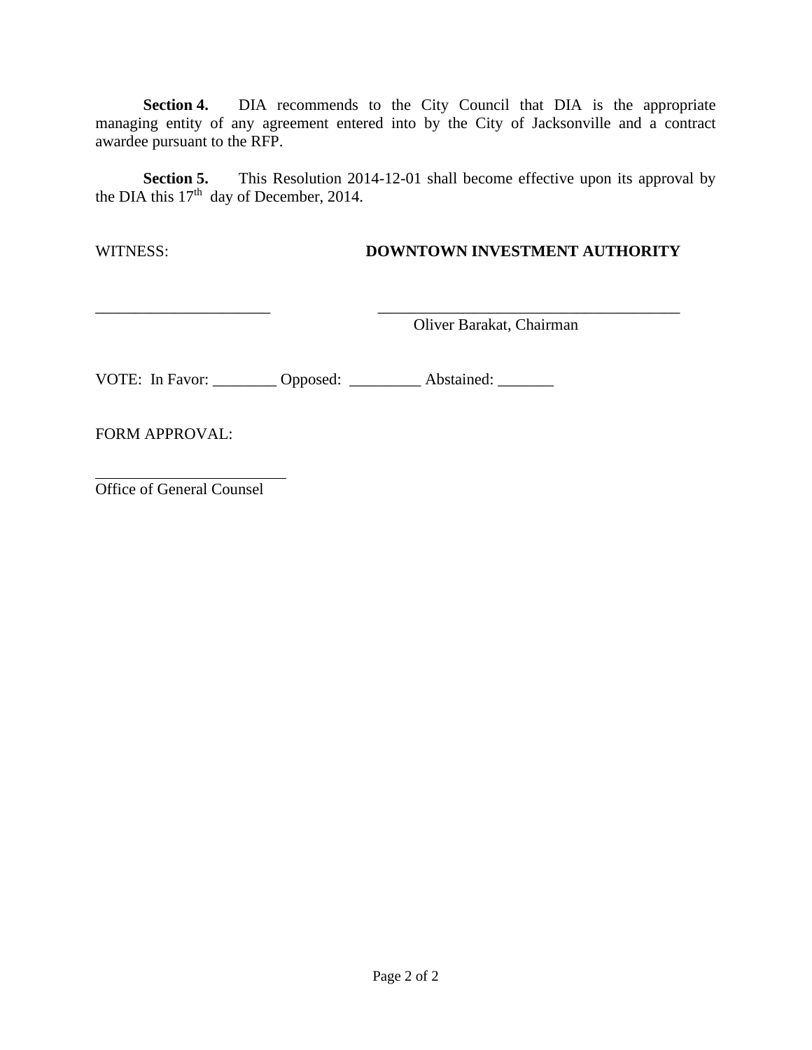**Section 4.** DIA recommends to the City Council that DIA is the appropriate managing entity of any agreement entered into by the City of Jacksonville and a contract awardee pursuant to the RFP.

**Section 5.** This Resolution 2014-12-01 shall become effective upon its approval by the DIA this 17th day of December, 2014.

WITNESS: **DOWNTOWN INVESTMENT AUTHORITY**

______________________ ______________________________________
Oliver Barakat, Chairman

VOTE: In Favor: ________ Opposed: _________ Abstained: _______

FORM APPROVAL:

________________________
Office of General Counsel